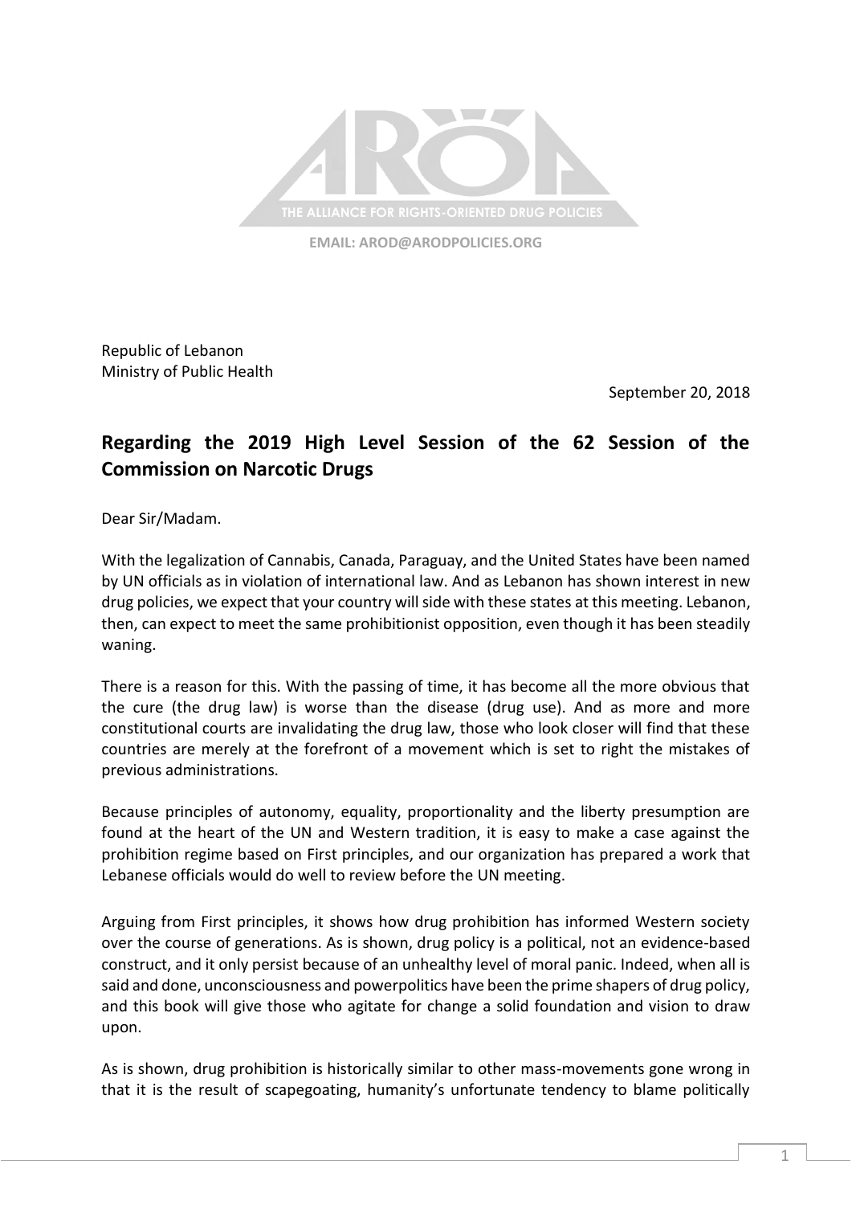THE ALLIANCE FOR RIGHTS-ORIENTED DRUG POLICIES

EMAIL: AROD@ARODPOLICIES.ORG

Republic of Lebanon
Ministry of Public Health

September 20, 2018

## Regarding the 2019 High Level Session of the 62 Session of the Commission on Narcotic Drugs

Dear Sir/Madam.

With the legalization of Cannabis, Canada, Paraguay, and the United States have been named by UN officials as in violation of international law. And as Lebanon has shown interest in new drug policies, we expect that your country will side with these states at this meeting. Lebanon, then, can expect to meet the same prohibitionist opposition, even though it has been steadily waning.

There is a reason for this. With the passing of time, it has become all the more obvious that the cure (the drug law) is worse than the disease (drug use). And as more and more constitutional courts are invalidating the drug law, those who look closer will find that these countries are merely at the forefront of a movement which is set to right the mistakes of previous administrations.

Because principles of autonomy, equality, proportionality and the liberty presumption are found at the heart of the UN and Western tradition, it is easy to make a case against the prohibition regime based on First principles, and our organization has prepared a work that Lebanese officials would do well to review before the UN meeting.

Arguing from First principles, it shows how drug prohibition has informed Western society over the course of generations. As is shown, drug policy is a political, not an evidence-based construct, and it only persist because of an unhealthy level of moral panic. Indeed, when all is said and done, unconsciousness and powerpolitics have been the prime shapers of drug policy, and this book will give those who agitate for change a solid foundation and vision to draw upon.

As is shown, drug prohibition is historically similar to other mass-movements gone wrong in that it is the result of scapegoating, humanity's unfortunate tendency to blame politically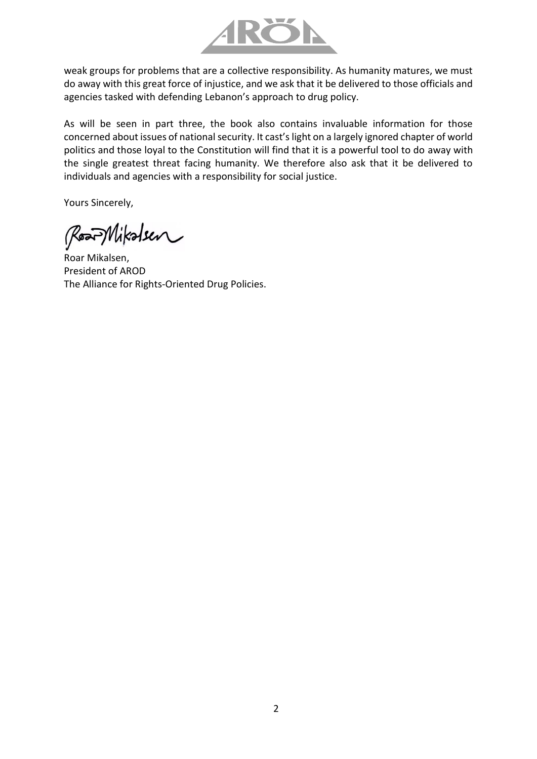weak groups for problems that are a collective responsibility. As humanity matures, we must do away with this great force of injustice, and we ask that it be delivered to those officials and agencies tasked with defending Lebanon's approach to drug policy.

As will be seen in part three, the book also contains invaluable information for those concerned about issues of national security. It cast's light on a largely ignored chapter of world politics and those loyal to the Constitution will find that it is a powerful tool to do away with the single greatest threat facing humanity. We therefore also ask that it be delivered to individuals and agencies with a responsibility for social justice.

Yours Sincerely,

Roar Mikalsen,
President of AROD
The Alliance for Rights-Oriented Drug Policies.